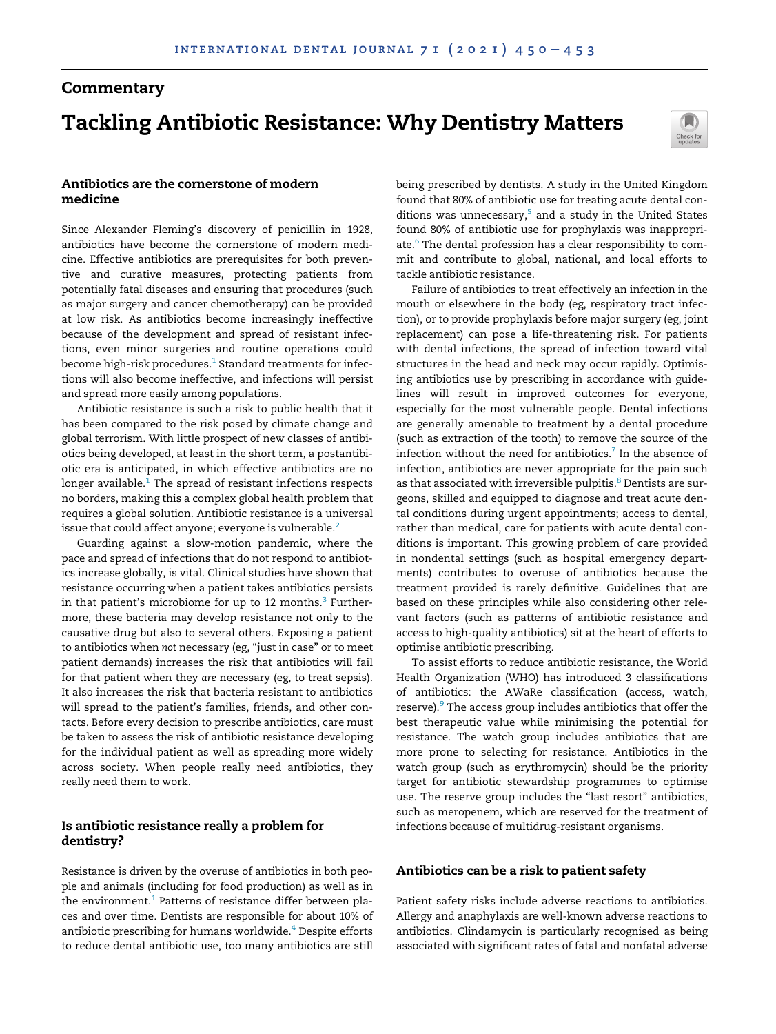Commentary

# Tackling Antibiotic Resistance: Why Dentistry Matters

## Antibiotics are the cornerstone of modern medicine

Since Alexander Fleming's discovery of penicillin in 1928, antibiotics have become the cornerstone of modern medicine. Effective antibiotics are prerequisites for both preventive and curative measures, protecting patients from potentially fatal diseases and ensuring that procedures (such as major surgery and cancer chemotherapy) can be provided at low risk. As antibiotics become increasingly ineffective because of the development and spread of resistant infections, even minor surgeries and routine operations could become high-risk procedures.[1] Standard treatments for infections will also become ineffective, and infections will persist and spread more easily among populations.

Antibiotic resistance is such a risk to public health that it has been compared to the risk posed by climate change and global terrorism. With little prospect of new classes of antibiotics being developed, at least in the short term, a postantibiotic era is anticipated, in which effective antibiotics are no longer available.[1] The spread of resistant infections respects no borders, making this a complex global health problem that requires a global solution. Antibiotic resistance is a universal issue that could affect anyone; everyone is vulnerable.[2]

Guarding against a slow-motion pandemic, where the pace and spread of infections that do not respond to antibiotics increase globally, is vital. Clinical studies have shown that resistance occurring when a patient takes antibiotics persists in that patient's microbiome for up to 12 months.[3] Furthermore, these bacteria may develop resistance not only to the causative drug but also to several others. Exposing a patient to antibiotics when *not* necessary (eg, "just in case" or to meet patient demands) increases the risk that antibiotics will fail for that patient when they *are* necessary (eg, to treat sepsis). It also increases the risk that bacteria resistant to antibiotics will spread to the patient's families, friends, and other contacts. Before every decision to prescribe antibiotics, care must be taken to assess the risk of antibiotic resistance developing for the individual patient as well as spreading more widely across society. When people really need antibiotics, they really need them to work.

## Is antibiotic resistance really a problem for dentistry?

Resistance is driven by the overuse of antibiotics in both people and animals (including for food production) as well as in the environment.[1] Patterns of resistance differ between places and over time. Dentists are responsible for about 10% of antibiotic prescribing for humans worldwide.[4] Despite efforts to reduce dental antibiotic use, too many antibiotics are still being prescribed by dentists. A study in the United Kingdom found that 80% of antibiotic use for treating acute dental conditions was unnecessary,[5] and a study in the United States found 80% of antibiotic use for prophylaxis was inappropriate.[6] The dental profession has a clear responsibility to commit and contribute to global, national, and local efforts to tackle antibiotic resistance.

Failure of antibiotics to treat effectively an infection in the mouth or elsewhere in the body (eg, respiratory tract infection), or to provide prophylaxis before major surgery (eg, joint replacement) can pose a life-threatening risk. For patients with dental infections, the spread of infection toward vital structures in the head and neck may occur rapidly. Optimising antibiotics use by prescribing in accordance with guidelines will result in improved outcomes for everyone, especially for the most vulnerable people. Dental infections are generally amenable to treatment by a dental procedure (such as extraction of the tooth) to remove the source of the infection without the need for antibiotics.[7] In the absence of infection, antibiotics are never appropriate for the pain such as that associated with irreversible pulpitis.[8] Dentists are surgeons, skilled and equipped to diagnose and treat acute dental conditions during urgent appointments; access to dental, rather than medical, care for patients with acute dental conditions is important. This growing problem of care provided in nondental settings (such as hospital emergency departments) contributes to overuse of antibiotics because the treatment provided is rarely definitive. Guidelines that are based on these principles while also considering other relevant factors (such as patterns of antibiotic resistance and access to high-quality antibiotics) sit at the heart of efforts to optimise antibiotic prescribing.

To assist efforts to reduce antibiotic resistance, the World Health Organization (WHO) has introduced 3 classifications of antibiotics: the AWaRe classification (access, watch, reserve).[9] The access group includes antibiotics that offer the best therapeutic value while minimising the potential for resistance. The watch group includes antibiotics that are more prone to selecting for resistance. Antibiotics in the watch group (such as erythromycin) should be the priority target for antibiotic stewardship programmes to optimise use. The reserve group includes the "last resort" antibiotics, such as meropenem, which are reserved for the treatment of infections because of multidrug-resistant organisms.

## Antibiotics can be a risk to patient safety

Patient safety risks include adverse reactions to antibiotics. Allergy and anaphylaxis are well-known adverse reactions to antibiotics. Clindamycin is particularly recognised as being associated with significant rates of fatal and nonfatal adverse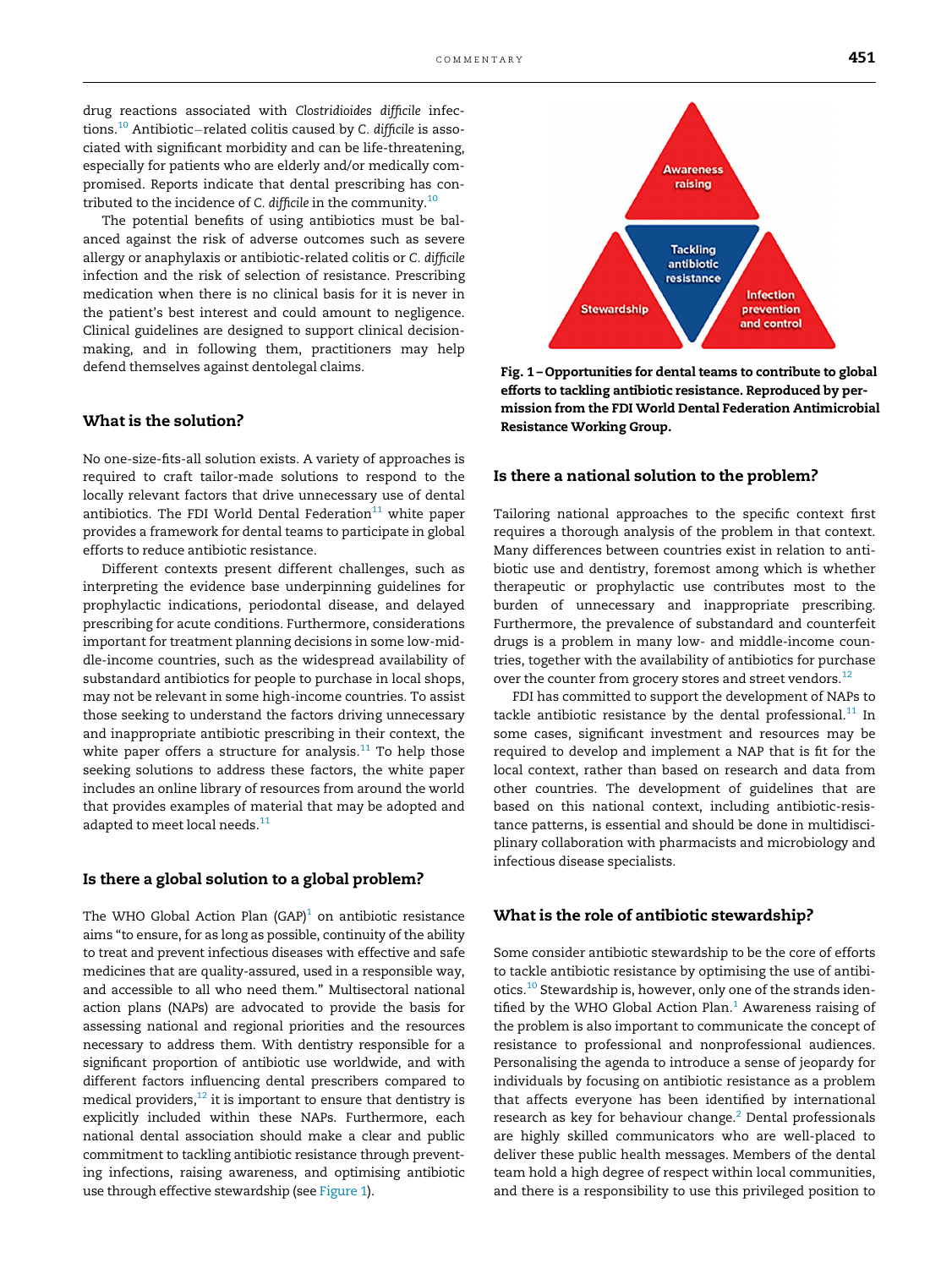drug reactions associated with *Clostridioides difficile* infections.[10] Antibiotic–related colitis caused by *C. difficile* is associated with significant morbidity and can be life-threatening, especially for patients who are elderly and/or medically compromised. Reports indicate that dental prescribing has contributed to the incidence of *C. difficile* in the community.[10]

The potential benefits of using antibiotics must be balanced against the risk of adverse outcomes such as severe allergy or anaphylaxis or antibiotic-related colitis or *C. difficile* infection and the risk of selection of resistance. Prescribing medication when there is no clinical basis for it is never in the patient's best interest and could amount to negligence. Clinical guidelines are designed to support clinical decision-making, and in following them, practitioners may help defend themselves against dentolegal claims.

## What is the solution?

No one-size-fits-all solution exists. A variety of approaches is required to craft tailor-made solutions to respond to the locally relevant factors that drive unnecessary use of dental antibiotics. The FDI World Dental Federation[11] white paper provides a framework for dental teams to participate in global efforts to reduce antibiotic resistance.

Different contexts present different challenges, such as interpreting the evidence base underpinning guidelines for prophylactic indications, periodontal disease, and delayed prescribing for acute conditions. Furthermore, considerations important for treatment planning decisions in some low-middle-income countries, such as the widespread availability of substandard antibiotics for people to purchase in local shops, may not be relevant in some high-income countries. To assist those seeking to understand the factors driving unnecessary and inappropriate antibiotic prescribing in their context, the white paper offers a structure for analysis.[11] To help those seeking solutions to address these factors, the white paper includes an online library of resources from around the world that provides examples of material that may be adopted and adapted to meet local needs.[11]

## Is there a global solution to a global problem?

The WHO Global Action Plan (GAP)[1] on antibiotic resistance aims "to ensure, for as long as possible, continuity of the ability to treat and prevent infectious diseases with effective and safe medicines that are quality-assured, used in a responsible way, and accessible to all who need them." Multisectoral national action plans (NAPs) are advocated to provide the basis for assessing national and regional priorities and the resources necessary to address them. With dentistry responsible for a significant proportion of antibiotic use worldwide, and with different factors influencing dental prescribers compared to medical providers,[12] it is important to ensure that dentistry is explicitly included within these NAPs. Furthermore, each national dental association should make a clear and public commitment to tackling antibiotic resistance through preventing infections, raising awareness, and optimising antibiotic use through effective stewardship (see Figure 1).

**Fig. 1 – Opportunities for dental teams to contribute to global efforts to tackling antibiotic resistance. Reproduced by permission from the FDI World Dental Federation Antimicrobial Resistance Working Group.**

## Is there a national solution to the problem?

Tailoring national approaches to the specific context first requires a thorough analysis of the problem in that context. Many differences between countries exist in relation to antibiotic use and dentistry, foremost among which is whether therapeutic or prophylactic use contributes most to the burden of unnecessary and inappropriate prescribing. Furthermore, the prevalence of substandard and counterfeit drugs is a problem in many low- and middle-income countries, together with the availability of antibiotics for purchase over the counter from grocery stores and street vendors.[12]

FDI has committed to support the development of NAPs to tackle antibiotic resistance by the dental professional.[11] In some cases, significant investment and resources may be required to develop and implement a NAP that is fit for the local context, rather than based on research and data from other countries. The development of guidelines that are based on this national context, including antibiotic-resistance patterns, is essential and should be done in multidisciplinary collaboration with pharmacists and microbiology and infectious disease specialists.

## What is the role of antibiotic stewardship?

Some consider antibiotic stewardship to be the core of efforts to tackle antibiotic resistance by optimising the use of antibiotics.[10] Stewardship is, however, only one of the strands identified by the WHO Global Action Plan.[1] Awareness raising of the problem is also important to communicate the concept of resistance to professional and nonprofessional audiences. Personalising the agenda to introduce a sense of jeopardy for individuals by focusing on antibiotic resistance as a problem that affects everyone has been identified by international research as key for behaviour change.[2] Dental professionals are highly skilled communicators who are well-placed to deliver these public health messages. Members of the dental team hold a high degree of respect within local communities, and there is a responsibility to use this privileged position to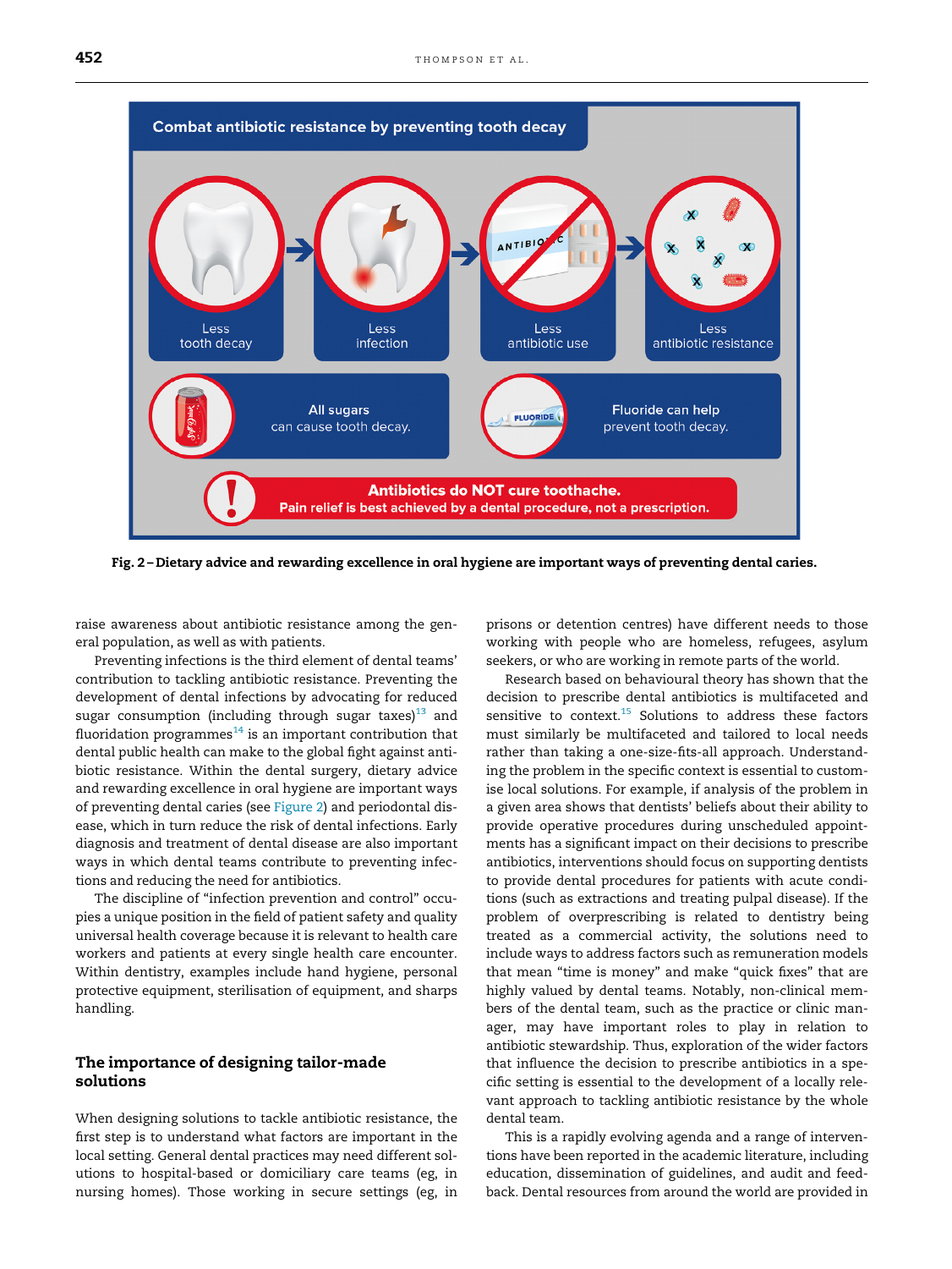Combat antibiotic resistance by preventing tooth decay

Less tooth decay → Less infection → Less antibiotic use → Less antibiotic resistance

All sugars can cause tooth decay.

Fluoride can help prevent tooth decay.

**Antibiotics do NOT cure toothache.**
**Pain relief is best achieved by a dental procedure, not a prescription.**

**Fig. 2 – Dietary advice and rewarding excellence in oral hygiene are important ways of preventing dental caries.**

raise awareness about antibiotic resistance among the general population, as well as with patients.

Preventing infections is the third element of dental teams' contribution to tackling antibiotic resistance. Preventing the development of dental infections by advocating for reduced sugar consumption (including through sugar taxes)[13] and fluoridation programmes[14] is an important contribution that dental public health can make to the global fight against antibiotic resistance. Within the dental surgery, dietary advice and rewarding excellence in oral hygiene are important ways of preventing dental caries (see Figure 2) and periodontal disease, which in turn reduce the risk of dental infections. Early diagnosis and treatment of dental disease are also important ways in which dental teams contribute to preventing infections and reducing the need for antibiotics.

The discipline of "infection prevention and control" occupies a unique position in the field of patient safety and quality universal health coverage because it is relevant to health care workers and patients at every single health care encounter. Within dentistry, examples include hand hygiene, personal protective equipment, sterilisation of equipment, and sharps handling.

## The importance of designing tailor-made solutions

When designing solutions to tackle antibiotic resistance, the first step is to understand what factors are important in the local setting. General dental practices may need different solutions to hospital-based or domiciliary care teams (eg, in nursing homes). Those working in secure settings (eg, in prisons or detention centres) have different needs to those working with people who are homeless, refugees, asylum seekers, or who are working in remote parts of the world.

Research based on behavioural theory has shown that the decision to prescribe dental antibiotics is multifaceted and sensitive to context.[15] Solutions to address these factors must similarly be multifaceted and tailored to local needs rather than taking a one-size-fits-all approach. Understanding the problem in the specific context is essential to customise local solutions. For example, if analysis of the problem in a given area shows that dentists' beliefs about their ability to provide operative procedures during unscheduled appointments has a significant impact on their decisions to prescribe antibiotics, interventions should focus on supporting dentists to provide dental procedures for patients with acute conditions (such as extractions and treating pulpal disease). If the problem of overprescribing is related to dentistry being treated as a commercial activity, the solutions need to include ways to address factors such as remuneration models that mean "time is money" and make "quick fixes" that are highly valued by dental teams. Notably, non-clinical members of the dental team, such as the practice or clinic manager, may have important roles to play in relation to antibiotic stewardship. Thus, exploration of the wider factors that influence the decision to prescribe antibiotics in a specific setting is essential to the development of a locally relevant approach to tackling antibiotic resistance by the whole dental team.

This is a rapidly evolving agenda and a range of interventions have been reported in the academic literature, including education, dissemination of guidelines, and audit and feedback. Dental resources from around the world are provided in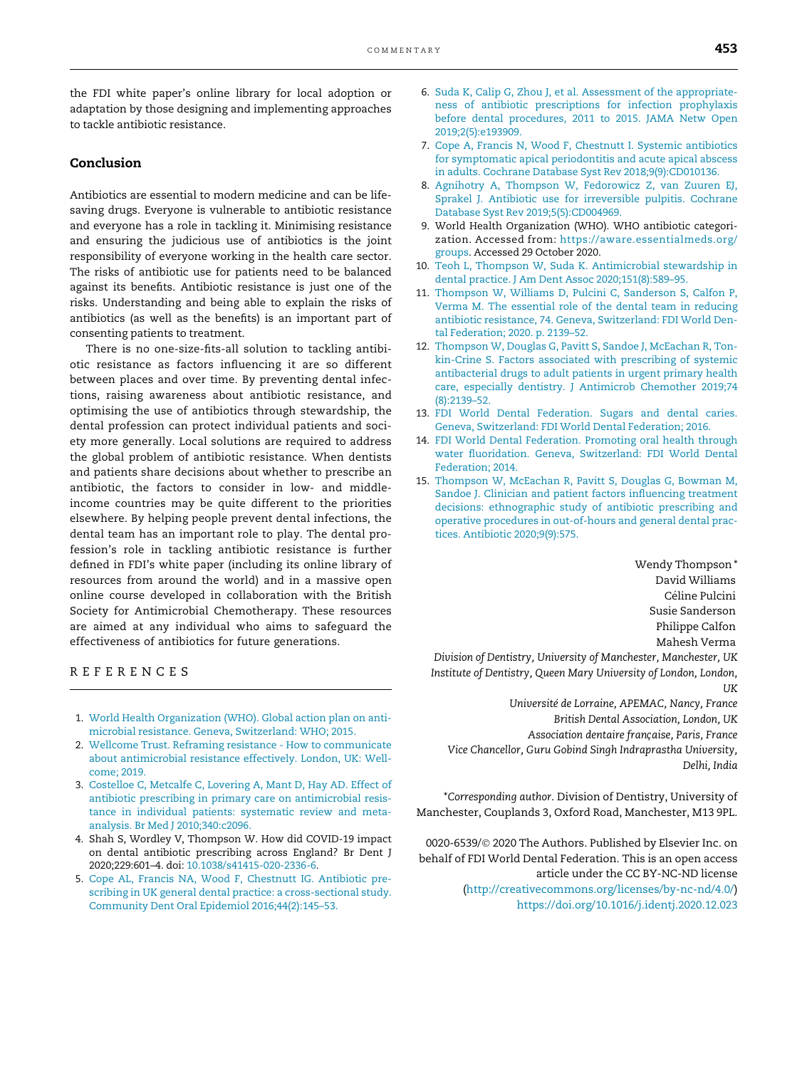the FDI white paper's online library for local adoption or adaptation by those designing and implementing approaches to tackle antibiotic resistance.

## Conclusion

Antibiotics are essential to modern medicine and can be life-saving drugs. Everyone is vulnerable to antibiotic resistance and everyone has a role in tackling it. Minimising resistance and ensuring the judicious use of antibiotics is the joint responsibility of everyone working in the health care sector. The risks of antibiotic use for patients need to be balanced against its benefits. Antibiotic resistance is just one of the risks. Understanding and being able to explain the risks of antibiotics (as well as the benefits) is an important part of consenting patients to treatment.

There is no one-size-fits-all solution to tackling antibiotic resistance as factors influencing it are so different between places and over time. By preventing dental infections, raising awareness about antibiotic resistance, and optimising the use of antibiotics through stewardship, the dental profession can protect individual patients and society more generally. Local solutions are required to address the global problem of antibiotic resistance. When dentists and patients share decisions about whether to prescribe an antibiotic, the factors to consider in low- and middle-income countries may be quite different to the priorities elsewhere. By helping people prevent dental infections, the dental team has an important role to play. The dental profession's role in tackling antibiotic resistance is further defined in FDI's white paper (including its online library of resources from around the world) and in a massive open online course developed in collaboration with the British Society for Antimicrobial Chemotherapy. These resources are aimed at any individual who aims to safeguard the effectiveness of antibiotics for future generations.

## REFERENCES

1. World Health Organization (WHO). Global action plan on antimicrobial resistance. Geneva, Switzerland: WHO; 2015.
2. Wellcome Trust. Reframing resistance - How to communicate about antimicrobial resistance effectively. London, UK: Wellcome; 2019.
3. Costelloe C, Metcalfe C, Lovering A, Mant D, Hay AD. Effect of antibiotic prescribing in primary care on antimicrobial resistance in individual patients: systematic review and meta-analysis. Br Med J 2010;340:c2096.
4. Shah S, Wordley V, Thompson W. How did COVID-19 impact on dental antibiotic prescribing across England? Br Dent J 2020;229:601–4. doi: 10.1038/s41415-020-2336-6.
5. Cope AL, Francis NA, Wood F, Chestnutt IG. Antibiotic prescribing in UK general dental practice: a cross-sectional study. Community Dent Oral Epidemiol 2016;44(2):145–53.
6. Suda K, Calip G, Zhou J, et al. Assessment of the appropriateness of antibiotic prescriptions for infection prophylaxis before dental procedures, 2011 to 2015. JAMA Netw Open 2019;2(5):e193909.
7. Cope A, Francis N, Wood F, Chestnutt I. Systemic antibiotics for symptomatic apical periodontitis and acute apical abscess in adults. Cochrane Database Syst Rev 2018;9(9):CD010136.
8. Agnihotry A, Thompson W, Fedorowicz Z, van Zuuren EJ, Sprakel J. Antibiotic use for irreversible pulpitis. Cochrane Database Syst Rev 2019;5(5):CD004969.
9. World Health Organization (WHO). WHO antibiotic categorization. Accessed from: https://aware.essentialmeds.org/groups. Accessed 29 October 2020.
10. Teoh L, Thompson W, Suda K. Antimicrobial stewardship in dental practice. J Am Dent Assoc 2020;151(8):589–95.
11. Thompson W, Williams D, Pulcini C, Sanderson S, Calfon P, Verma M. The essential role of the dental team in reducing antibiotic resistance, 74. Geneva, Switzerland: FDI World Dental Federation; 2020. p. 2139–52.
12. Thompson W, Douglas G, Pavitt S, Sandoe J, McEachan R, Tonkin-Crine S. Factors associated with prescribing of systemic antibacterial drugs to adult patients in urgent primary health care, especially dentistry. J Antimicrob Chemother 2019;74(8):2139–52.
13. FDI World Dental Federation. Sugars and dental caries. Geneva, Switzerland: FDI World Dental Federation; 2016.
14. FDI World Dental Federation. Promoting oral health through water fluoridation. Geneva, Switzerland: FDI World Dental Federation; 2014.
15. Thompson W, McEachan R, Pavitt S, Douglas G, Bowman M, Sandoe J. Clinician and patient factors influencing treatment decisions: ethnographic study of antibiotic prescribing and operative procedures in out-of-hours and general dental practices. Antibiotic 2020;9(9):575.

Wendy Thompson*
David Williams
Céline Pulcini
Susie Sanderson
Philippe Calfon
Mahesh Verma

*Division of Dentistry, University of Manchester, Manchester, UK*
*Institute of Dentistry, Queen Mary University of London, London, UK*
*Université de Lorraine, APEMAC, Nancy, France*
*British Dental Association, London, UK*
*Association dentaire française, Paris, France*
*Vice Chancellor, Guru Gobind Singh Indraprastha University, Delhi, India*

**Corresponding author*. Division of Dentistry, University of Manchester, Couplands 3, Oxford Road, Manchester, M13 9PL.

0020-6539/© 2020 The Authors. Published by Elsevier Inc. on behalf of FDI World Dental Federation. This is an open access article under the CC BY-NC-ND license (http://creativecommons.org/licenses/by-nc-nd/4.0/)
https://doi.org/10.1016/j.identj.2020.12.023